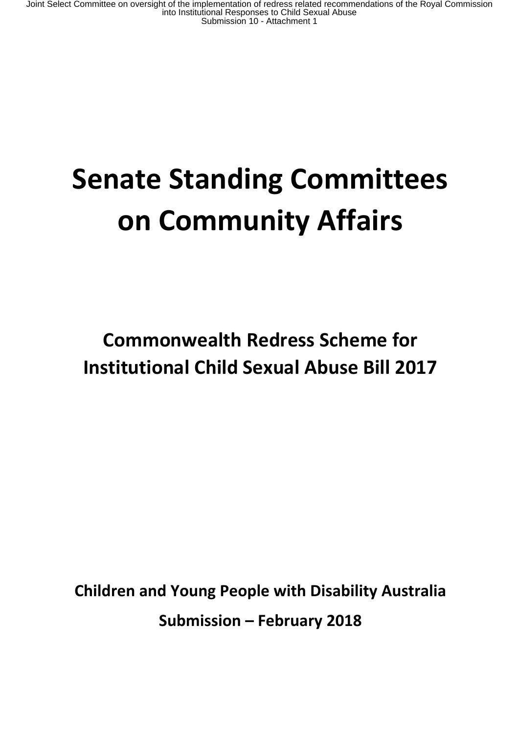# Senate Standing Committees on Community Affairs

## Commonwealth Redress Scheme for Institutional Child Sexual Abuse Bill 2017

**Children and Young People with Disability Australia**

**Submission – February 2018**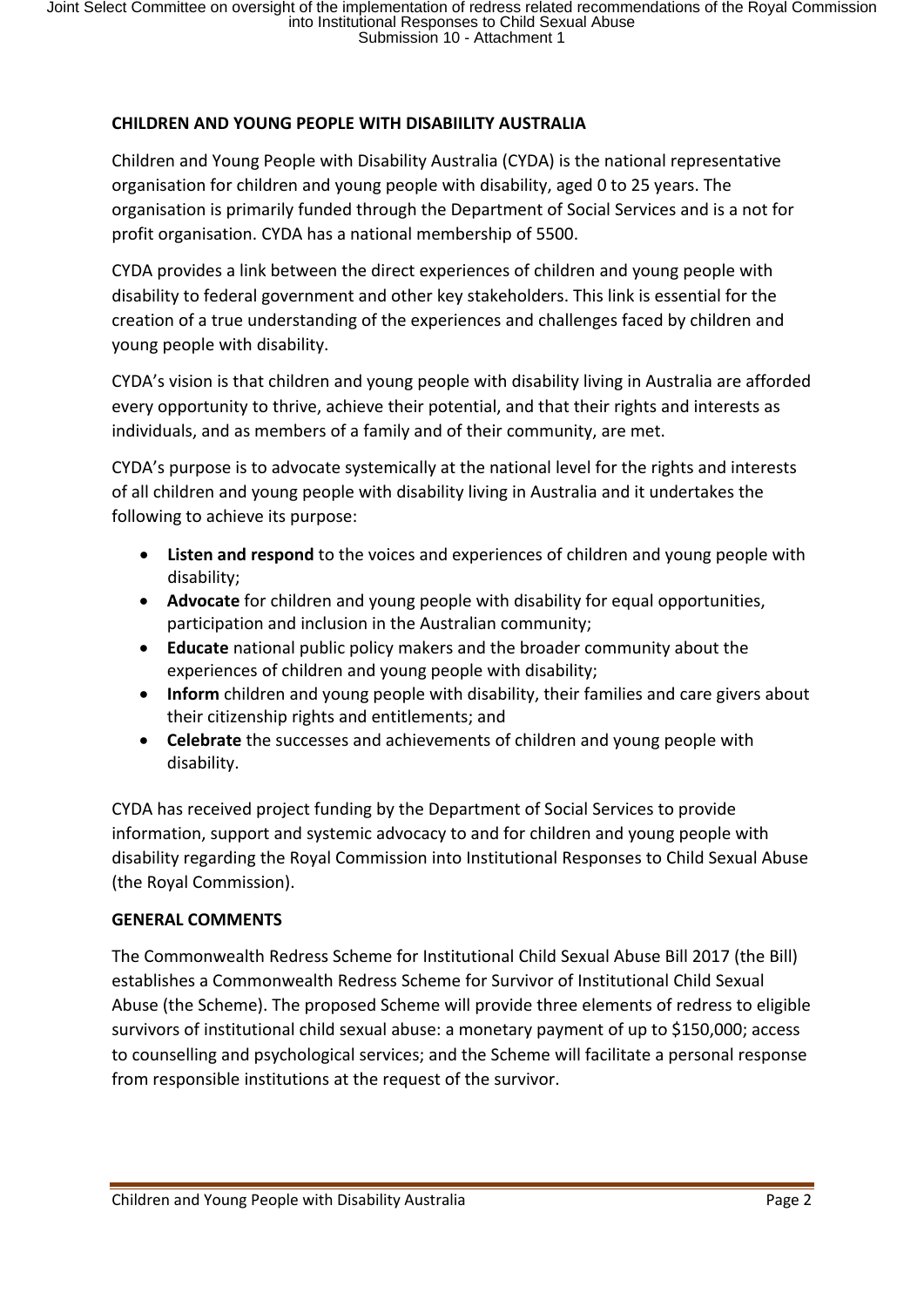## CHILDREN AND YOUNG PEOPLE WITH DISABIILITY AUSTRALIA

Children and Young People with Disability Australia (CYDA) is the national representative organisation for children and young people with disability, aged 0 to 25 years. The organisation is primarily funded through the Department of Social Services and is a not for profit organisation. CYDA has a national membership of 5500.

CYDA provides a link between the direct experiences of children and young people with disability to federal government and other key stakeholders. This link is essential for the creation of a true understanding of the experiences and challenges faced by children and young people with disability.

CYDA's vision is that children and young people with disability living in Australia are afforded every opportunity to thrive, achieve their potential, and that their rights and interests as individuals, and as members of a family and of their community, are met.

CYDA's purpose is to advocate systemically at the national level for the rights and interests of all children and young people with disability living in Australia and it undertakes the following to achieve its purpose:

- **Listen and respond** to the voices and experiences of children and young people with disability;
- **Advocate** for children and young people with disability for equal opportunities, participation and inclusion in the Australian community;
- **Educate** national public policy makers and the broader community about the experiences of children and young people with disability;
- **Inform** children and young people with disability, their families and care givers about their citizenship rights and entitlements; and
- **Celebrate** the successes and achievements of children and young people with disability.

CYDA has received project funding by the Department of Social Services to provide information, support and systemic advocacy to and for children and young people with disability regarding the Royal Commission into Institutional Responses to Child Sexual Abuse (the Royal Commission).

## GENERAL COMMENTS

The Commonwealth Redress Scheme for Institutional Child Sexual Abuse Bill 2017 (the Bill) establishes a Commonwealth Redress Scheme for Survivor of Institutional Child Sexual Abuse (the Scheme). The proposed Scheme will provide three elements of redress to eligible survivors of institutional child sexual abuse: a monetary payment of up to $150,000; access to counselling and psychological services; and the Scheme will facilitate a personal response from responsible institutions at the request of the survivor.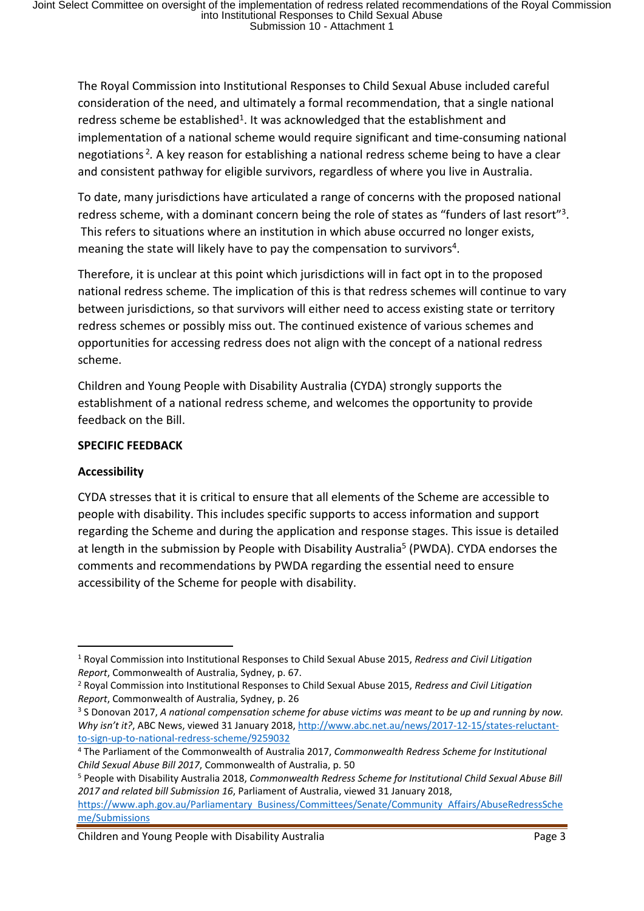The Royal Commission into Institutional Responses to Child Sexual Abuse included careful consideration of the need, and ultimately a formal recommendation, that a single national redress scheme be established[1]. It was acknowledged that the establishment and implementation of a national scheme would require significant and time-consuming national negotiations[2]. A key reason for establishing a national redress scheme being to have a clear and consistent pathway for eligible survivors, regardless of where you live in Australia.

To date, many jurisdictions have articulated a range of concerns with the proposed national redress scheme, with a dominant concern being the role of states as "funders of last resort"[3]. This refers to situations where an institution in which abuse occurred no longer exists, meaning the state will likely have to pay the compensation to survivors[4].

Therefore, it is unclear at this point which jurisdictions will in fact opt in to the proposed national redress scheme. The implication of this is that redress schemes will continue to vary between jurisdictions, so that survivors will either need to access existing state or territory redress schemes or possibly miss out. The continued existence of various schemes and opportunities for accessing redress does not align with the concept of a national redress scheme.

Children and Young People with Disability Australia (CYDA) strongly supports the establishment of a national redress scheme, and welcomes the opportunity to provide feedback on the Bill.

**SPECIFIC FEEDBACK**

**Accessibility**

CYDA stresses that it is critical to ensure that all elements of the Scheme are accessible to people with disability. This includes specific supports to access information and support regarding the Scheme and during the application and response stages. This issue is detailed at length in the submission by People with Disability Australia[5] (PWDA). CYDA endorses the comments and recommendations by PWDA regarding the essential need to ensure accessibility of the Scheme for people with disability.

---

[1] Royal Commission into Institutional Responses to Child Sexual Abuse 2015, *Redress and Civil Litigation Report*, Commonwealth of Australia, Sydney, p. 67.

[2] Royal Commission into Institutional Responses to Child Sexual Abuse 2015, *Redress and Civil Litigation Report*, Commonwealth of Australia, Sydney, p. 26

[3] S Donovan 2017, *A national compensation scheme for abuse victims was meant to be up and running by now. Why isn't it?*, ABC News, viewed 31 January 2018, http://www.abc.net.au/news/2017-12-15/states-reluctant-to-sign-up-to-national-redress-scheme/9259032

[4] The Parliament of the Commonwealth of Australia 2017, *Commonwealth Redress Scheme for Institutional Child Sexual Abuse Bill 2017*, Commonwealth of Australia, p. 50

[5] People with Disability Australia 2018, *Commonwealth Redress Scheme for Institutional Child Sexual Abuse Bill 2017 and related bill Submission 16*, Parliament of Australia, viewed 31 January 2018, https://www.aph.gov.au/Parliamentary_Business/Committees/Senate/Community_Affairs/AbuseRedressScheme/Submissions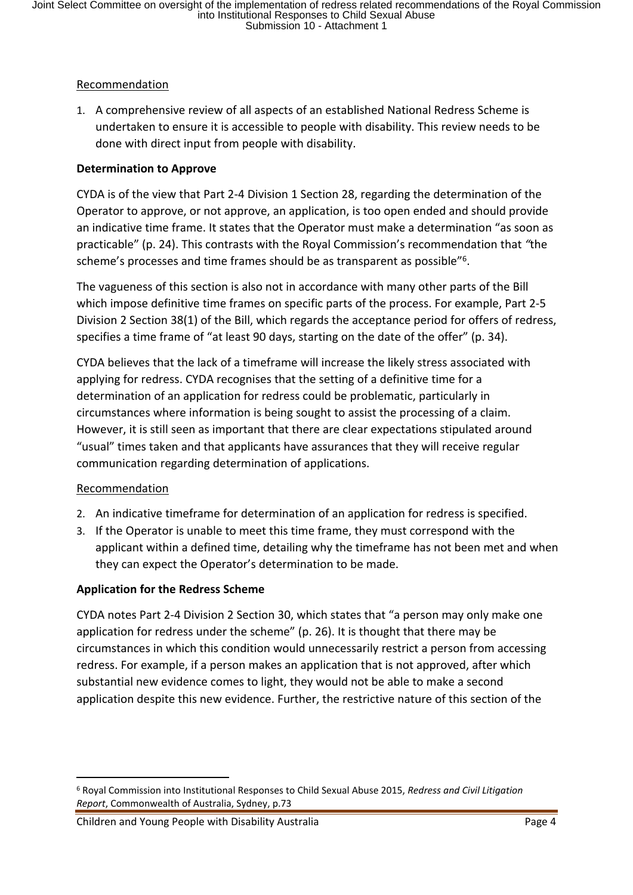Recommendation

1. A comprehensive review of all aspects of an established National Redress Scheme is undertaken to ensure it is accessible to people with disability. This review needs to be done with direct input from people with disability.

**Determination to Approve**

CYDA is of the view that Part 2-4 Division 1 Section 28, regarding the determination of the Operator to approve, or not approve, an application, is too open ended and should provide an indicative time frame. It states that the Operator must make a determination "as soon as practicable" (p. 24). This contrasts with the Royal Commission's recommendation that *"*the scheme's processes and time frames should be as transparent as possible"[6].

The vagueness of this section is also not in accordance with many other parts of the Bill which impose definitive time frames on specific parts of the process. For example, Part 2-5 Division 2 Section 38(1) of the Bill, which regards the acceptance period for offers of redress, specifies a time frame of "at least 90 days, starting on the date of the offer" (p. 34).

CYDA believes that the lack of a timeframe will increase the likely stress associated with applying for redress. CYDA recognises that the setting of a definitive time for a determination of an application for redress could be problematic, particularly in circumstances where information is being sought to assist the processing of a claim. However, it is still seen as important that there are clear expectations stipulated around "usual" times taken and that applicants have assurances that they will receive regular communication regarding determination of applications.

Recommendation

2. An indicative timeframe for determination of an application for redress is specified.
3. If the Operator is unable to meet this time frame, they must correspond with the applicant within a defined time, detailing why the timeframe has not been met and when they can expect the Operator's determination to be made.

**Application for the Redress Scheme**

CYDA notes Part 2-4 Division 2 Section 30, which states that "a person may only make one application for redress under the scheme" (p. 26). It is thought that there may be circumstances in which this condition would unnecessarily restrict a person from accessing redress. For example, if a person makes an application that is not approved, after which substantial new evidence comes to light, they would not be able to make a second application despite this new evidence. Further, the restrictive nature of this section of the

---

[6] Royal Commission into Institutional Responses to Child Sexual Abuse 2015, *Redress and Civil Litigation Report*, Commonwealth of Australia, Sydney, p.73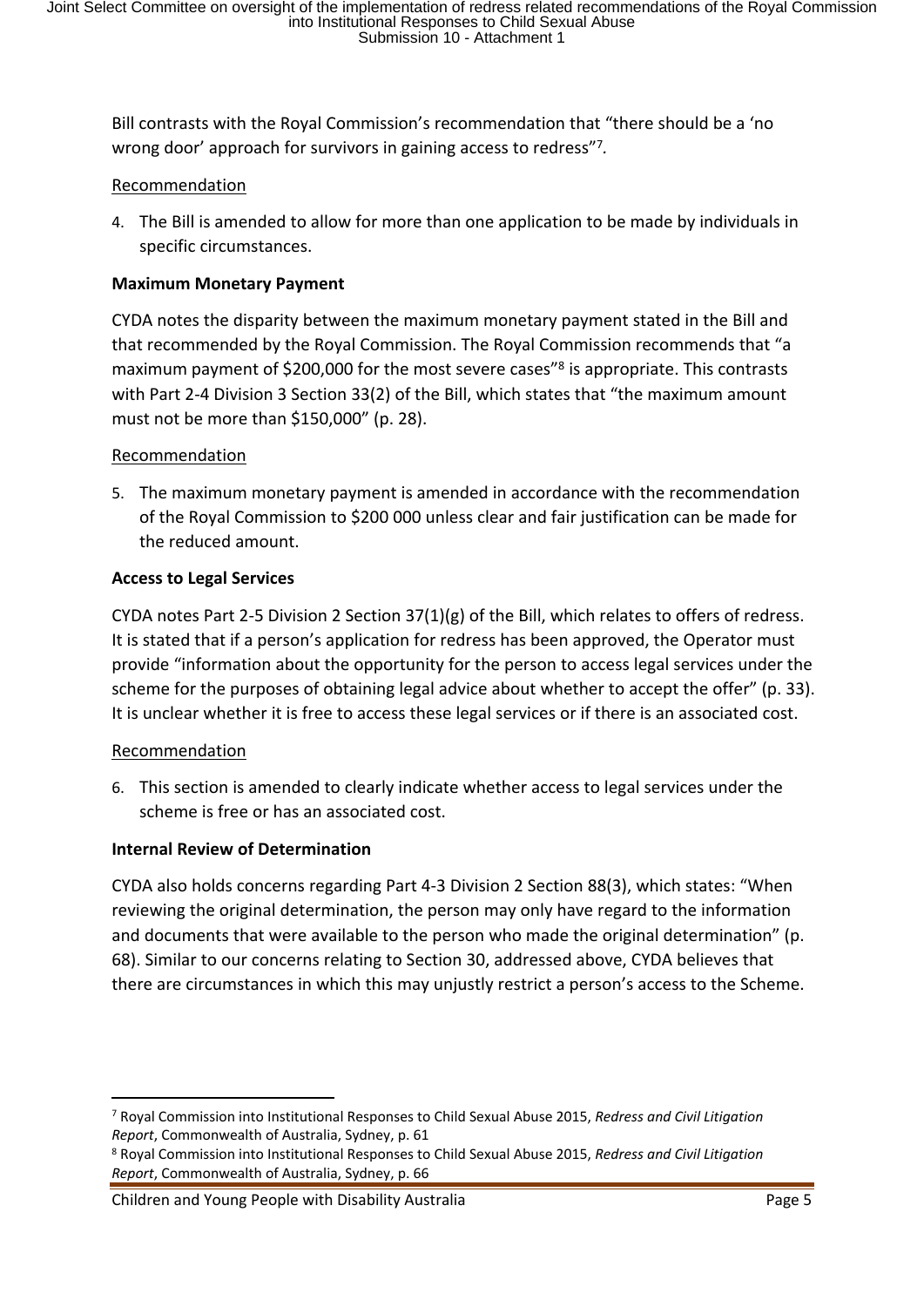Bill contrasts with the Royal Commission's recommendation that "there should be a 'no wrong door' approach for survivors in gaining access to redress"[7].

Recommendation

4. The Bill is amended to allow for more than one application to be made by individuals in specific circumstances.

**Maximum Monetary Payment**

CYDA notes the disparity between the maximum monetary payment stated in the Bill and that recommended by the Royal Commission. The Royal Commission recommends that "a maximum payment of $200,000 for the most severe cases"[8] is appropriate. This contrasts with Part 2-4 Division 3 Section 33(2) of the Bill, which states that "the maximum amount must not be more than $150,000" (p. 28).

Recommendation

5. The maximum monetary payment is amended in accordance with the recommendation of the Royal Commission to $200 000 unless clear and fair justification can be made for the reduced amount.

**Access to Legal Services**

CYDA notes Part 2-5 Division 2 Section 37(1)(g) of the Bill, which relates to offers of redress. It is stated that if a person's application for redress has been approved, the Operator must provide "information about the opportunity for the person to access legal services under the scheme for the purposes of obtaining legal advice about whether to accept the offer" (p. 33). It is unclear whether it is free to access these legal services or if there is an associated cost.

Recommendation

6. This section is amended to clearly indicate whether access to legal services under the scheme is free or has an associated cost.

**Internal Review of Determination**

CYDA also holds concerns regarding Part 4-3 Division 2 Section 88(3), which states: "When reviewing the original determination, the person may only have regard to the information and documents that were available to the person who made the original determination" (p. 68). Similar to our concerns relating to Section 30, addressed above, CYDA believes that there are circumstances in which this may unjustly restrict a person's access to the Scheme.

---

[7] Royal Commission into Institutional Responses to Child Sexual Abuse 2015, *Redress and Civil Litigation Report*, Commonwealth of Australia, Sydney, p. 61

[8] Royal Commission into Institutional Responses to Child Sexual Abuse 2015, *Redress and Civil Litigation Report*, Commonwealth of Australia, Sydney, p. 66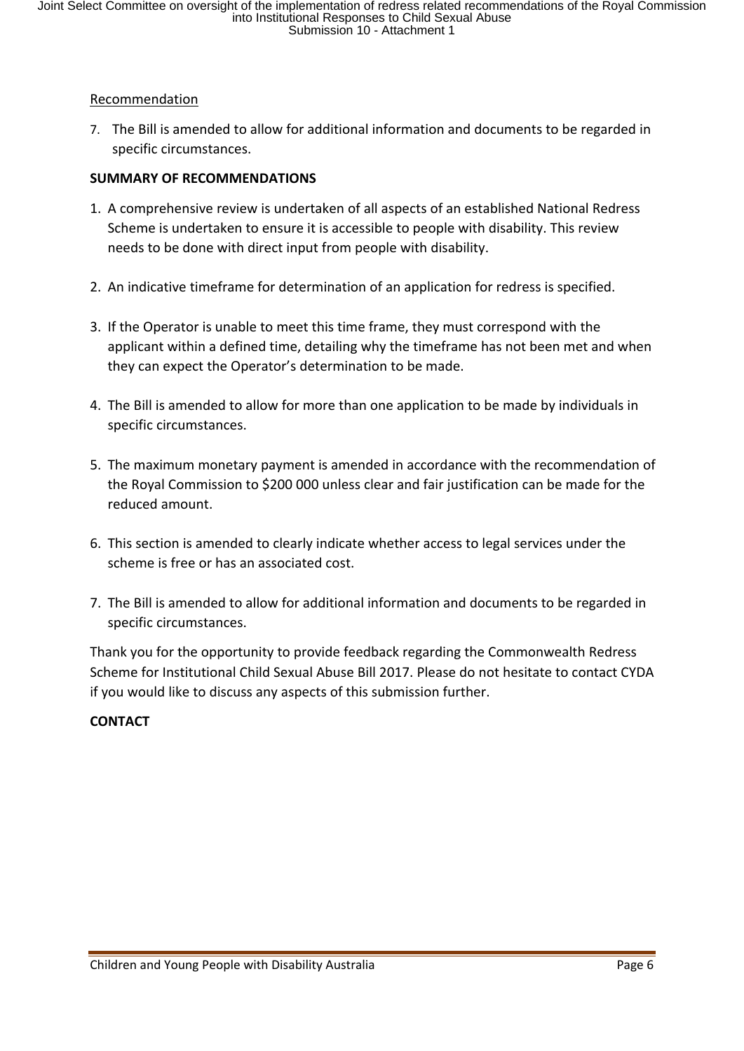Recommendation

7. The Bill is amended to allow for additional information and documents to be regarded in specific circumstances.

**SUMMARY OF RECOMMENDATIONS**

1. A comprehensive review is undertaken of all aspects of an established National Redress Scheme is undertaken to ensure it is accessible to people with disability. This review needs to be done with direct input from people with disability.

2. An indicative timeframe for determination of an application for redress is specified.

3. If the Operator is unable to meet this time frame, they must correspond with the applicant within a defined time, detailing why the timeframe has not been met and when they can expect the Operator's determination to be made.

4. The Bill is amended to allow for more than one application to be made by individuals in specific circumstances.

5. The maximum monetary payment is amended in accordance with the recommendation of the Royal Commission to $200 000 unless clear and fair justification can be made for the reduced amount.

6. This section is amended to clearly indicate whether access to legal services under the scheme is free or has an associated cost.

7. The Bill is amended to allow for additional information and documents to be regarded in specific circumstances.

Thank you for the opportunity to provide feedback regarding the Commonwealth Redress Scheme for Institutional Child Sexual Abuse Bill 2017. Please do not hesitate to contact CYDA if you would like to discuss any aspects of this submission further.

**CONTACT**